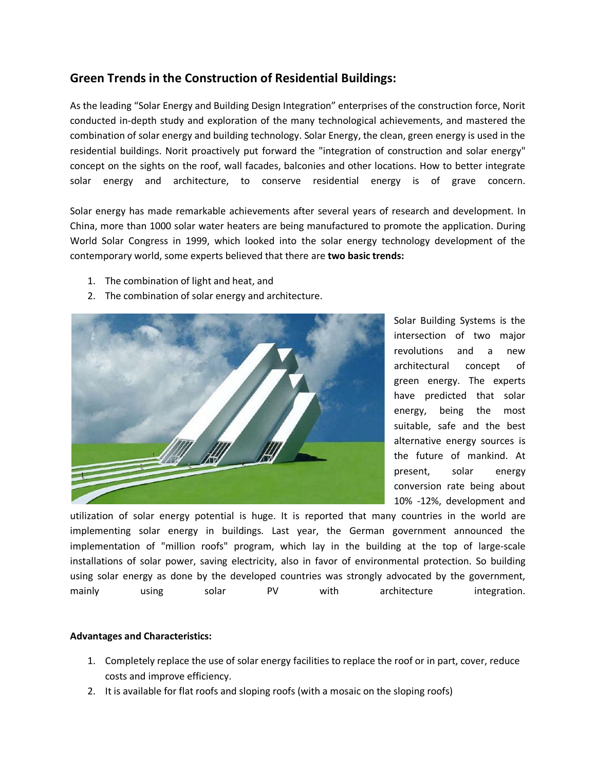## Green Trends in the Construction of Residential Buildings:

As the leading "Solar Energy and Building Design Integration" enterprises of the construction force, Norit conducted in-depth study and exploration of the many technological achievements, and mastered the combination of solar energy and building technology. Solar Energy, the clean, green energy is used in the residential buildings. Norit proactively put forward the "integration of construction and solar energy" concept on the sights on the roof, wall facades, balconies and other locations. How to better integrate solar energy and architecture, to conserve residential energy is of grave concern.

Solar energy has made remarkable achievements after several years of research and development. In China, more than 1000 solar water heaters are being manufactured to promote the application. During World Solar Congress in 1999, which looked into the solar energy technology development of the contemporary world, some experts believed that there are **two basic trends:**

1. The combination of light and heat, and
2. The combination of solar energy and architecture.

Solar Building Systems is the intersection of two major revolutions and a new architectural concept of green energy. The experts have predicted that solar energy, being the most suitable, safe and the best alternative energy sources is the future of mankind. At present, solar energy conversion rate being about 10% -12%, development and utilization of solar energy potential is huge. It is reported that many countries in the world are implementing solar energy in buildings. Last year, the German government announced the implementation of "million roofs" program, which lay in the building at the top of large-scale installations of solar power, saving electricity, also in favor of environmental protection. So building using solar energy as done by the developed countries was strongly advocated by the government, mainly using solar PV with architecture integration.

**Advantages and Characteristics:**

1. Completely replace the use of solar energy facilities to replace the roof or in part, cover, reduce costs and improve efficiency.
2. It is available for flat roofs and sloping roofs (with a mosaic on the sloping roofs)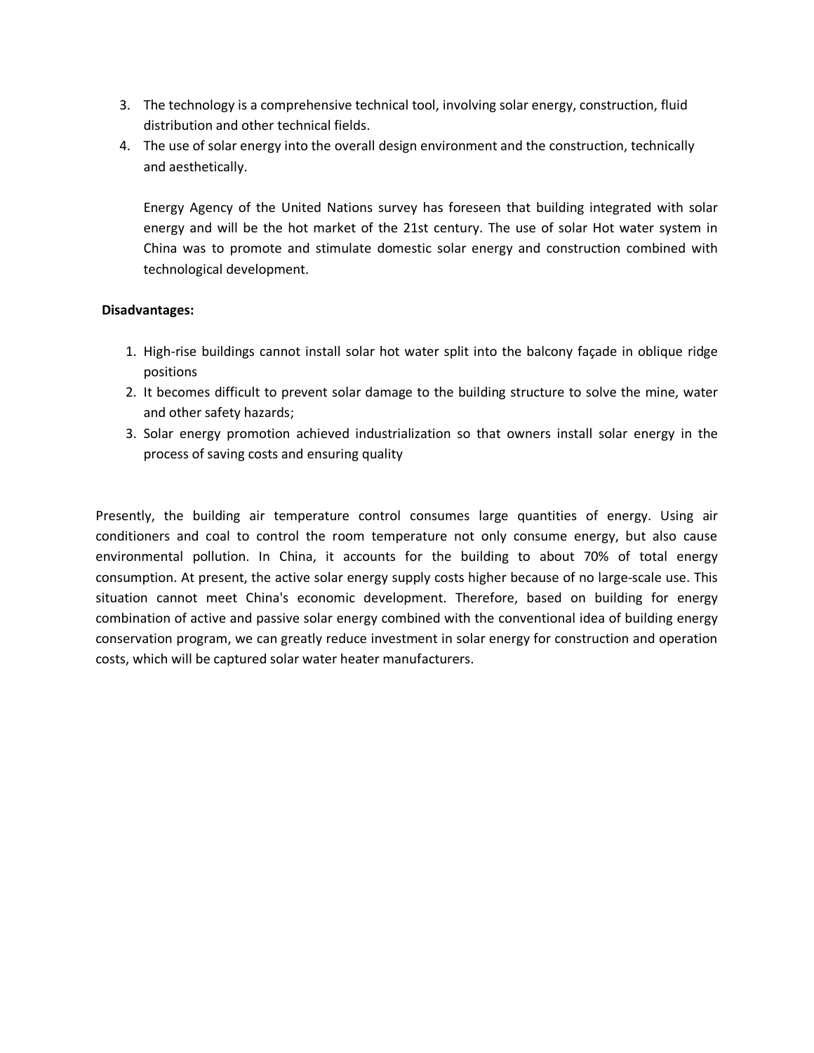3. The technology is a comprehensive technical tool, involving solar energy, construction, fluid distribution and other technical fields.
4. The use of solar energy into the overall design environment and the construction, technically and aesthetically.

   Energy Agency of the United Nations survey has foreseen that building integrated with solar energy and will be the hot market of the 21st century. The use of solar Hot water system in China was to promote and stimulate domestic solar energy and construction combined with technological development.

**Disadvantages:**

1. High-rise buildings cannot install solar hot water split into the balcony façade in oblique ridge positions
2. It becomes difficult to prevent solar damage to the building structure to solve the mine, water and other safety hazards;
3. Solar energy promotion achieved industrialization so that owners install solar energy in the process of saving costs and ensuring quality

Presently, the building air temperature control consumes large quantities of energy. Using air conditioners and coal to control the room temperature not only consume energy, but also cause environmental pollution. In China, it accounts for the building to about 70% of total energy consumption. At present, the active solar energy supply costs higher because of no large-scale use. This situation cannot meet China's economic development. Therefore, based on building for energy combination of active and passive solar energy combined with the conventional idea of building energy conservation program, we can greatly reduce investment in solar energy for construction and operation costs, which will be captured solar water heater manufacturers.